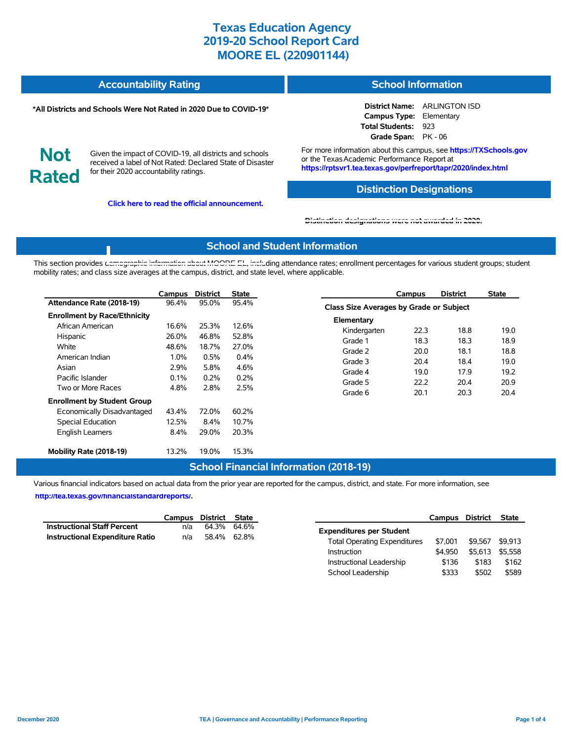# Texas Education Agency
# 2019-20 School Report Card
# MOORE EL (220901144)

## Accountability Rating

**\*All Districts and Schools Were Not Rated in 2020 Due to COVID-19\***

**Not Rated**

Given the impact of COVID-19, all districts and schools received a label of Not Rated: Declared State of Disaster for their 2020 accountability ratings.

**Click here to read the official announcement.**

## School Information

**District Name:** ARLINGTON ISD
**Campus Type:** Elementary
**Total Students:** 923
**Grade Span:** PK - 06

For more information about this campus, see **https://TXSchools.gov** or the Texas Academic Performance Report at **https://rptsvr1.tea.texas.gov/perfreport/tapr/2020/index.html**

## Distinction Designations

Distinction designations were not awarded in 2020.

## School and Student Information

This section provides demographic information about MOORE EL, including attendance rates; enrollment percentages for various student groups; student mobility rates; and class size averages at the campus, district, and state level, where applicable.

| | Campus | District | State |
|---|---|---|---|
| **Attendance Rate (2018-19)** | 96.4% | 95.0% | 95.4% |
| **Enrollment by Race/Ethnicity** | | | |
| African American | 16.6% | 25.3% | 12.6% |
| Hispanic | 26.0% | 46.8% | 52.8% |
| White | 48.6% | 18.7% | 27.0% |
| American Indian | 1.0% | 0.5% | 0.4% |
| Asian | 2.9% | 5.8% | 4.6% |
| Pacific Islander | 0.1% | 0.2% | 0.2% |
| Two or More Races | 4.8% | 2.8% | 2.5% |
| **Enrollment by Student Group** | | | |
| Economically Disadvantaged | 43.4% | 72.0% | 60.2% |
| Special Education | 12.5% | 8.4% | 10.7% |
| English Learners | 8.4% | 29.0% | 20.3% |
| **Mobility Rate (2018-19)** | 13.2% | 19.0% | 15.3% |

| | Campus | District | State |
|---|---|---|---|
| **Class Size Averages by Grade or Subject** | | | |
| **Elementary** | | | |
| Kindergarten | 22.3 | 18.8 | 19.0 |
| Grade 1 | 18.3 | 18.3 | 18.9 |
| Grade 2 | 20.0 | 18.1 | 18.8 |
| Grade 3 | 20.4 | 18.4 | 19.0 |
| Grade 4 | 19.0 | 17.9 | 19.2 |
| Grade 5 | 22.2 | 20.4 | 20.9 |
| Grade 6 | 20.1 | 20.3 | 20.4 |

## School Financial Information (2018-19)

Various financial indicators based on actual data from the prior year are reported for the campus, district, and state. For more information, see **http://tea.texas.gov/financialstandardreports/.**

| | Campus | District | State |
|---|---|---|---|
| **Instructional Staff Percent** | n/a | 64.3% | 64.6% |
| **Instructional Expenditure Ratio** | n/a | 58.4% | 62.8% |

| | Campus | District | State |
|---|---|---|---|
| **Expenditures per Student** | | | |
| Total Operating Expenditures | $7,001 | $9,567 | $9,913 |
| Instruction | $4,950 | $5,613 | $5,558 |
| Instructional Leadership | $136 | $183 | $162 |
| School Leadership | $333 | $502 | $589 |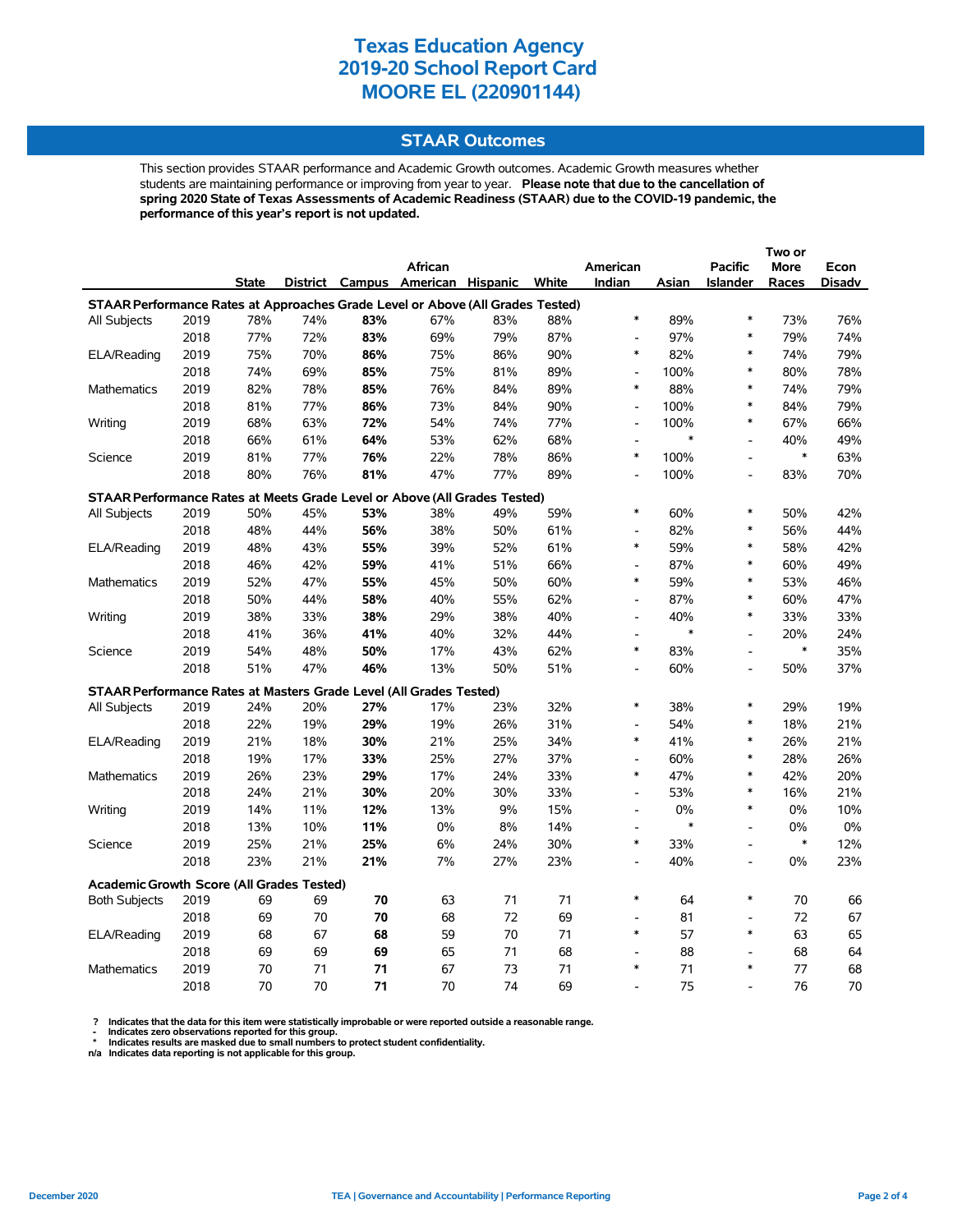# Texas Education Agency
# 2019-20 School Report Card
# MOORE EL (220901144)

## STAAR Outcomes

This section provides STAAR performance and Academic Growth outcomes. Academic Growth measures whether students are maintaining performance or improving from year to year. **Please note that due to the cancellation of spring 2020 State of Texas Assessments of Academic Readiness (STAAR) due to the COVID-19 pandemic, the performance of this year's report is not updated.**

| | | State | District | Campus | African American | Hispanic | White | American Indian | Asian | Pacific Islander | Two or More Races | Econ Disadv |
|---|---|---|---|---|---|---|---|---|---|---|---|---|
| **STAAR Performance Rates at Approaches Grade Level or Above (All Grades Tested)** | | | | | | | | | | | | |
| All Subjects | 2019 | 78% | 74% | **83%** | 67% | 83% | 88% | * | 89% | * | 73% | 76% |
| | 2018 | 77% | 72% | **83%** | 69% | 79% | 87% | - | 97% | * | 79% | 74% |
| ELA/Reading | 2019 | 75% | 70% | **86%** | 75% | 86% | 90% | * | 82% | * | 74% | 79% |
| | 2018 | 74% | 69% | **85%** | 75% | 81% | 89% | - | 100% | * | 80% | 78% |
| Mathematics | 2019 | 82% | 78% | **85%** | 76% | 84% | 89% | * | 88% | * | 74% | 79% |
| | 2018 | 81% | 77% | **86%** | 73% | 84% | 90% | - | 100% | * | 84% | 79% |
| Writing | 2019 | 68% | 63% | **72%** | 54% | 74% | 77% | - | 100% | * | 67% | 66% |
| | 2018 | 66% | 61% | **64%** | 53% | 62% | 68% | - | * | - | 40% | 49% |
| Science | 2019 | 81% | 77% | **76%** | 22% | 78% | 86% | * | 100% | - | * | 63% |
| | 2018 | 80% | 76% | **81%** | 47% | 77% | 89% | - | 100% | - | 83% | 70% |
| **STAAR Performance Rates at Meets Grade Level or Above (All Grades Tested)** | | | | | | | | | | | | |
| All Subjects | 2019 | 50% | 45% | **53%** | 38% | 49% | 59% | * | 60% | * | 50% | 42% |
| | 2018 | 48% | 44% | **56%** | 38% | 50% | 61% | - | 82% | * | 56% | 44% |
| ELA/Reading | 2019 | 48% | 43% | **55%** | 39% | 52% | 61% | * | 59% | * | 58% | 42% |
| | 2018 | 46% | 42% | **59%** | 41% | 51% | 66% | - | 87% | * | 60% | 49% |
| Mathematics | 2019 | 52% | 47% | **55%** | 45% | 50% | 60% | * | 59% | * | 53% | 46% |
| | 2018 | 50% | 44% | **58%** | 40% | 55% | 62% | - | 87% | * | 60% | 47% |
| Writing | 2019 | 38% | 33% | **38%** | 29% | 38% | 40% | - | 40% | * | 33% | 33% |
| | 2018 | 41% | 36% | **41%** | 40% | 32% | 44% | - | * | - | 20% | 24% |
| Science | 2019 | 54% | 48% | **50%** | 17% | 43% | 62% | * | 83% | - | * | 35% |
| | 2018 | 51% | 47% | **46%** | 13% | 50% | 51% | - | 60% | - | 50% | 37% |
| **STAAR Performance Rates at Masters Grade Level (All Grades Tested)** | | | | | | | | | | | | |
| All Subjects | 2019 | 24% | 20% | **27%** | 17% | 23% | 32% | * | 38% | * | 29% | 19% |
| | 2018 | 22% | 19% | **29%** | 19% | 26% | 31% | - | 54% | * | 18% | 21% |
| ELA/Reading | 2019 | 21% | 18% | **30%** | 21% | 25% | 34% | * | 41% | * | 26% | 21% |
| | 2018 | 19% | 17% | **33%** | 25% | 27% | 37% | - | 60% | * | 28% | 26% |
| Mathematics | 2019 | 26% | 23% | **29%** | 17% | 24% | 33% | * | 47% | * | 42% | 20% |
| | 2018 | 24% | 21% | **30%** | 20% | 30% | 33% | - | 53% | * | 16% | 21% |
| Writing | 2019 | 14% | 11% | **12%** | 13% | 9% | 15% | - | 0% | * | 0% | 10% |
| | 2018 | 13% | 10% | **11%** | 0% | 8% | 14% | - | * | - | 0% | 0% |
| Science | 2019 | 25% | 21% | **25%** | 6% | 24% | 30% | * | 33% | - | * | 12% |
| | 2018 | 23% | 21% | **21%** | 7% | 27% | 23% | - | 40% | - | 0% | 23% |
| **Academic Growth Score (All Grades Tested)** | | | | | | | | | | | | |
| Both Subjects | 2019 | 69 | 69 | **70** | 63 | 71 | 71 | * | 64 | * | 70 | 66 |
| | 2018 | 69 | 70 | **70** | 68 | 72 | 69 | - | 81 | - | 72 | 67 |
| ELA/Reading | 2019 | 68 | 67 | **68** | 59 | 70 | 71 | * | 57 | * | 63 | 65 |
| | 2018 | 69 | 69 | **69** | 65 | 71 | 68 | - | 88 | - | 68 | 64 |
| Mathematics | 2019 | 70 | 71 | **71** | 67 | 73 | 71 | * | 71 | * | 77 | 68 |
| | 2018 | 70 | 70 | **71** | 70 | 74 | 69 | - | 75 | - | 76 | 70 |

**? Indicates that the data for this item were statistically improbable or were reported outside a reasonable range.**
**- Indicates zero observations reported for this group.**
**\* Indicates results are masked due to small numbers to protect student confidentiality.**
**n/a Indicates data reporting is not applicable for this group.**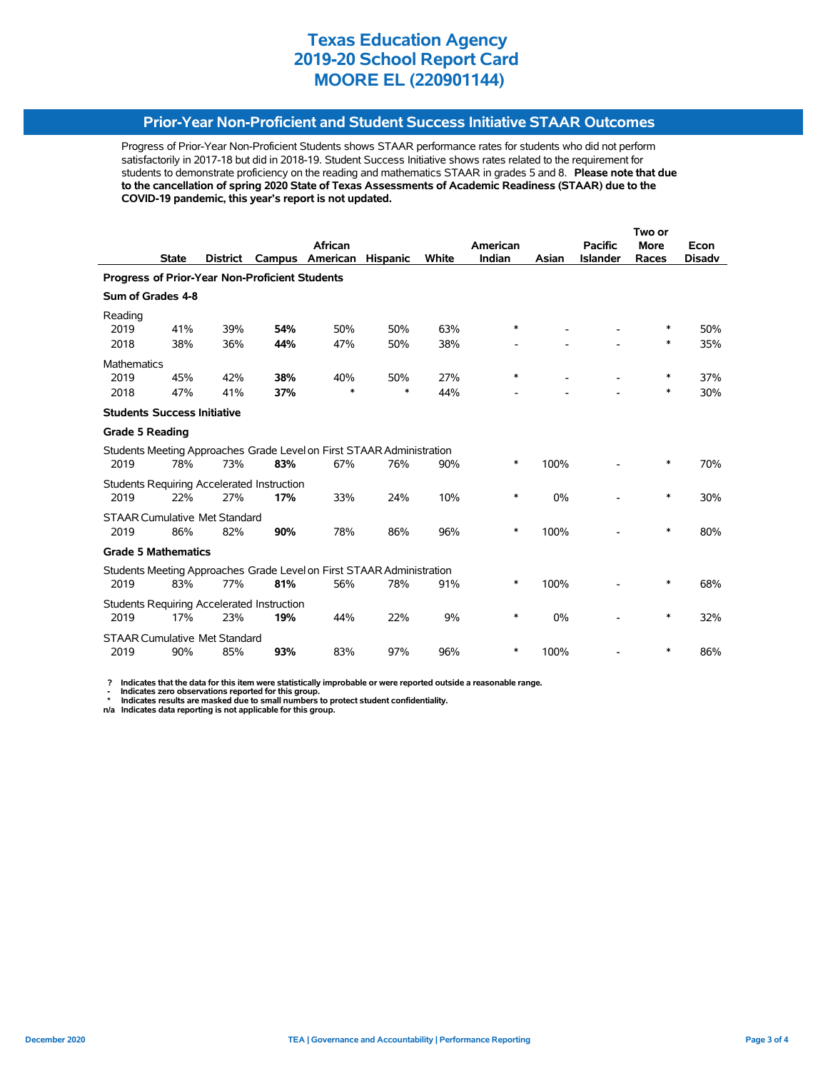# Texas Education Agency
# 2019-20 School Report Card
# MOORE EL (220901144)

## Prior-Year Non-Proficient and Student Success Initiative STAAR Outcomes

Progress of Prior-Year Non-Proficient Students shows STAAR performance rates for students who did not perform satisfactorily in 2017-18 but did in 2018-19. Student Success Initiative shows rates related to the requirement for students to demonstrate proficiency on the reading and mathematics STAAR in grades 5 and 8. **Please note that due to the cancellation of spring 2020 State of Texas Assessments of Academic Readiness (STAAR) due to the COVID-19 pandemic, this year's report is not updated.**

| | State | District | Campus | African American | Hispanic | White | American Indian | Asian | Pacific Islander | Two or More Races | Econ Disadv |
|---|---|---|---|---|---|---|---|---|---|---|---|
| **Progress of Prior-Year Non-Proficient Students** | | | | | | | | | | | |
| **Sum of Grades 4-8** | | | | | | | | | | | |
| Reading | | | | | | | | | | | |
| 2019 | 41% | 39% | **54%** | 50% | 50% | 63% | * | - | - | * | 50% |
| 2018 | 38% | 36% | **44%** | 47% | 50% | 38% | - | - | - | * | 35% |
| Mathematics | | | | | | | | | | | |
| 2019 | 45% | 42% | **38%** | 40% | 50% | 27% | * | - | - | * | 37% |
| 2018 | 47% | 41% | **37%** | * | * | 44% | - | - | - | * | 30% |
| **Students Success Initiative** | | | | | | | | | | | |
| **Grade 5 Reading** | | | | | | | | | | | |
| Students Meeting Approaches Grade Level on First STAAR Administration | | | | | | | | | | | |
| 2019 | 78% | 73% | **83%** | 67% | 76% | 90% | * | 100% | - | * | 70% |
| Students Requiring Accelerated Instruction | | | | | | | | | | | |
| 2019 | 22% | 27% | **17%** | 33% | 24% | 10% | * | 0% | - | * | 30% |
| STAAR Cumulative Met Standard | | | | | | | | | | | |
| 2019 | 86% | 82% | **90%** | 78% | 86% | 96% | * | 100% | - | * | 80% |
| **Grade 5 Mathematics** | | | | | | | | | | | |
| Students Meeting Approaches Grade Level on First STAAR Administration | | | | | | | | | | | |
| 2019 | 83% | 77% | **81%** | 56% | 78% | 91% | * | 100% | - | * | 68% |
| Students Requiring Accelerated Instruction | | | | | | | | | | | |
| 2019 | 17% | 23% | **19%** | 44% | 22% | 9% | * | 0% | - | * | 32% |
| STAAR Cumulative Met Standard | | | | | | | | | | | |
| 2019 | 90% | 85% | **93%** | 83% | 97% | 96% | * | 100% | - | * | 86% |

**?** Indicates that the data for this item were statistically improbable or were reported outside a reasonable range.
**-** Indicates zero observations reported for this group.
**\*** Indicates results are masked due to small numbers to protect student confidentiality.
**n/a** Indicates data reporting is not applicable for this group.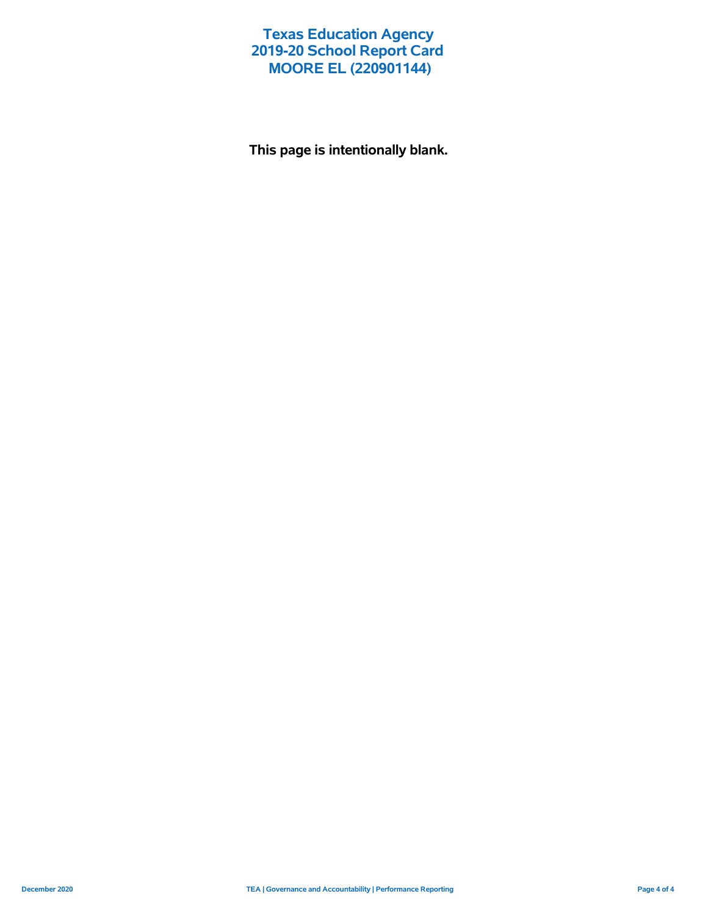# Texas Education Agency
# 2019-20 School Report Card
# MOORE EL (220901144)

**This page is intentionally blank.**